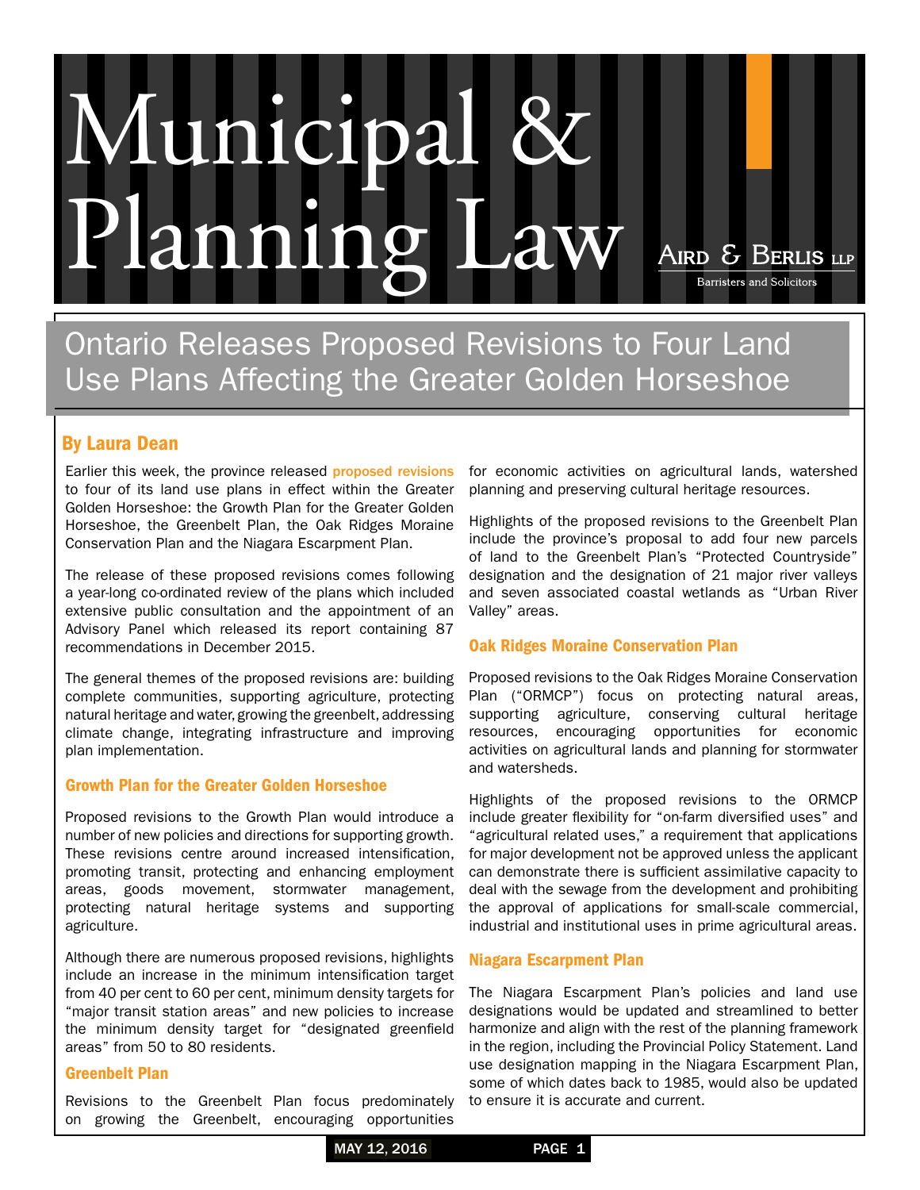# Municipal & Planning Law

Aird & Berlis LLP
Barristers and Solicitors

## Ontario Releases Proposed Revisions to Four Land Use Plans Affecting the Greater Golden Horseshoe

### By Laura Dean

Earlier this week, the province released proposed revisions to four of its land use plans in effect within the Greater Golden Horseshoe: the Growth Plan for the Greater Golden Horseshoe, the Greenbelt Plan, the Oak Ridges Moraine Conservation Plan and the Niagara Escarpment Plan.

The release of these proposed revisions comes following a year-long co-ordinated review of the plans which included extensive public consultation and the appointment of an Advisory Panel which released its report containing 87 recommendations in December 2015.

The general themes of the proposed revisions are: building complete communities, supporting agriculture, protecting natural heritage and water, growing the greenbelt, addressing climate change, integrating infrastructure and improving plan implementation.

### Growth Plan for the Greater Golden Horseshoe

Proposed revisions to the Growth Plan would introduce a number of new policies and directions for supporting growth. These revisions centre around increased intensification, promoting transit, protecting and enhancing employment areas, goods movement, stormwater management, protecting natural heritage systems and supporting agriculture.

Although there are numerous proposed revisions, highlights include an increase in the minimum intensification target from 40 per cent to 60 per cent, minimum density targets for "major transit station areas" and new policies to increase the minimum density target for "designated greenfield areas" from 50 to 80 residents.

### Greenbelt Plan

Revisions to the Greenbelt Plan focus predominately on growing the Greenbelt, encouraging opportunities for economic activities on agricultural lands, watershed planning and preserving cultural heritage resources.

Highlights of the proposed revisions to the Greenbelt Plan include the province's proposal to add four new parcels of land to the Greenbelt Plan's "Protected Countryside" designation and the designation of 21 major river valleys and seven associated coastal wetlands as "Urban River Valley" areas.

### Oak Ridges Moraine Conservation Plan

Proposed revisions to the Oak Ridges Moraine Conservation Plan ("ORMCP") focus on protecting natural areas, supporting agriculture, conserving cultural heritage resources, encouraging opportunities for economic activities on agricultural lands and planning for stormwater and watersheds.

Highlights of the proposed revisions to the ORMCP include greater flexibility for "on-farm diversified uses" and "agricultural related uses," a requirement that applications for major development not be approved unless the applicant can demonstrate there is sufficient assimilative capacity to deal with the sewage from the development and prohibiting the approval of applications for small-scale commercial, industrial and institutional uses in prime agricultural areas.

### Niagara Escarpment Plan

The Niagara Escarpment Plan's policies and land use designations would be updated and streamlined to better harmonize and align with the rest of the planning framework in the region, including the Provincial Policy Statement. Land use designation mapping in the Niagara Escarpment Plan, some of which dates back to 1985, would also be updated to ensure it is accurate and current.

MAY 12, 2016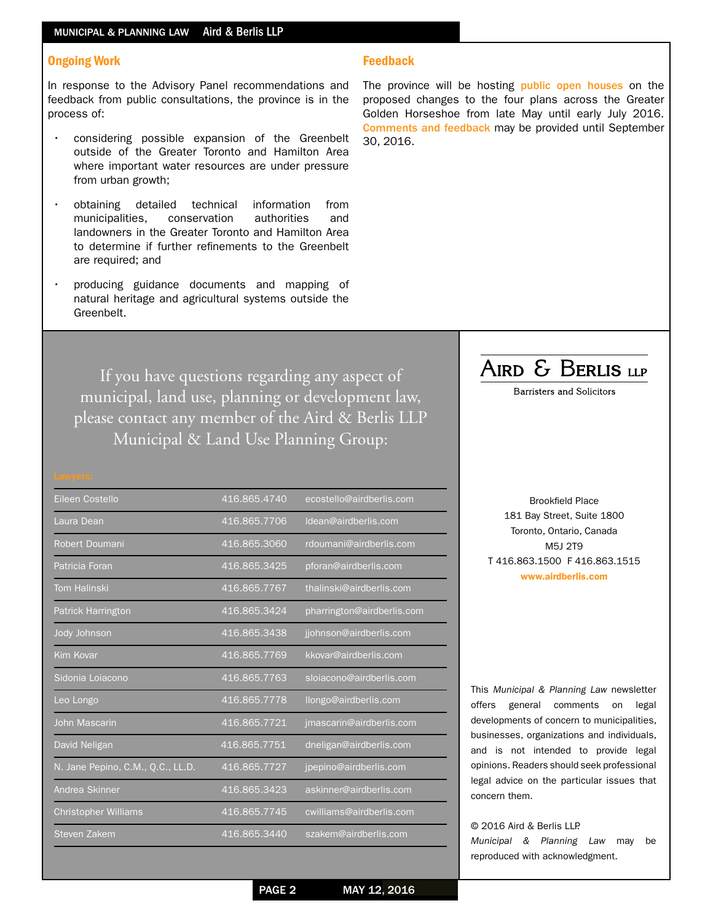## Ongoing Work

In response to the Advisory Panel recommendations and feedback from public consultations, the province is in the process of:

- considering possible expansion of the Greenbelt outside of the Greater Toronto and Hamilton Area where important water resources are under pressure from urban growth;
- obtaining detailed technical information from municipalities, conservation authorities and landowners in the Greater Toronto and Hamilton Area to determine if further refinements to the Greenbelt are required; and
- producing guidance documents and mapping of natural heritage and agricultural systems outside the Greenbelt.

## Feedback

The province will be hosting **public open houses** on the proposed changes to the four plans across the Greater Golden Horseshoe from late May until early July 2016. **Comments and feedback** may be provided until September 30, 2016.

If you have questions regarding any aspect of municipal, land use, planning or development law, please contact any member of the Aird & Berlis LLP Municipal & Land Use Planning Group:

**Lawyers:**

| | | |
|---|---|---|
| Eileen Costello | 416.865.4740 | ecostello@airdberlis.com |
| Laura Dean | 416.865.7706 | ldean@airdberlis.com |
| Robert Doumani | 416.865.3060 | rdoumani@airdberlis.com |
| Patricia Foran | 416.865.3425 | pforan@airdberlis.com |
| Tom Halinski | 416.865.7767 | thalinski@airdberlis.com |
| Patrick Harrington | 416.865.3424 | pharrington@airdberlis.com |
| Jody Johnson | 416.865.3438 | jjohnson@airdberlis.com |
| Kim Kovar | 416.865.7769 | kkovar@airdberlis.com |
| Sidonia Loiacono | 416.865.7763 | sloiacono@airdberlis.com |
| Leo Longo | 416.865.7778 | llongo@airdberlis.com |
| John Mascarin | 416.865.7721 | jmascarin@airdberlis.com |
| David Neligan | 416.865.7751 | dneligan@airdberlis.com |
| N. Jane Pepino, C.M., Q.C., LL.D. | 416.865.7727 | jpepino@airdberlis.com |
| Andrea Skinner | 416.865.3423 | askinner@airdberlis.com |
| Christopher Williams | 416.865.7745 | cwilliams@airdberlis.com |
| Steven Zakem | 416.865.3440 | szakem@airdberlis.com |

**Aird & Berlis LLP**
Barristers and Solicitors

Brookfield Place
181 Bay Street, Suite 1800
Toronto, Ontario, Canada
M5J 2T9
T 416.863.1500 F 416.863.1515
**www.airdberlis.com**

This *Municipal & Planning Law* newsletter offers general comments on legal developments of concern to municipalities, businesses, organizations and individuals, and is not intended to provide legal opinions. Readers should seek professional legal advice on the particular issues that concern them.

© 2016 Aird & Berlis LLP.
*Municipal & Planning Law* may be reproduced with acknowledgment.

MAY 12, 2016